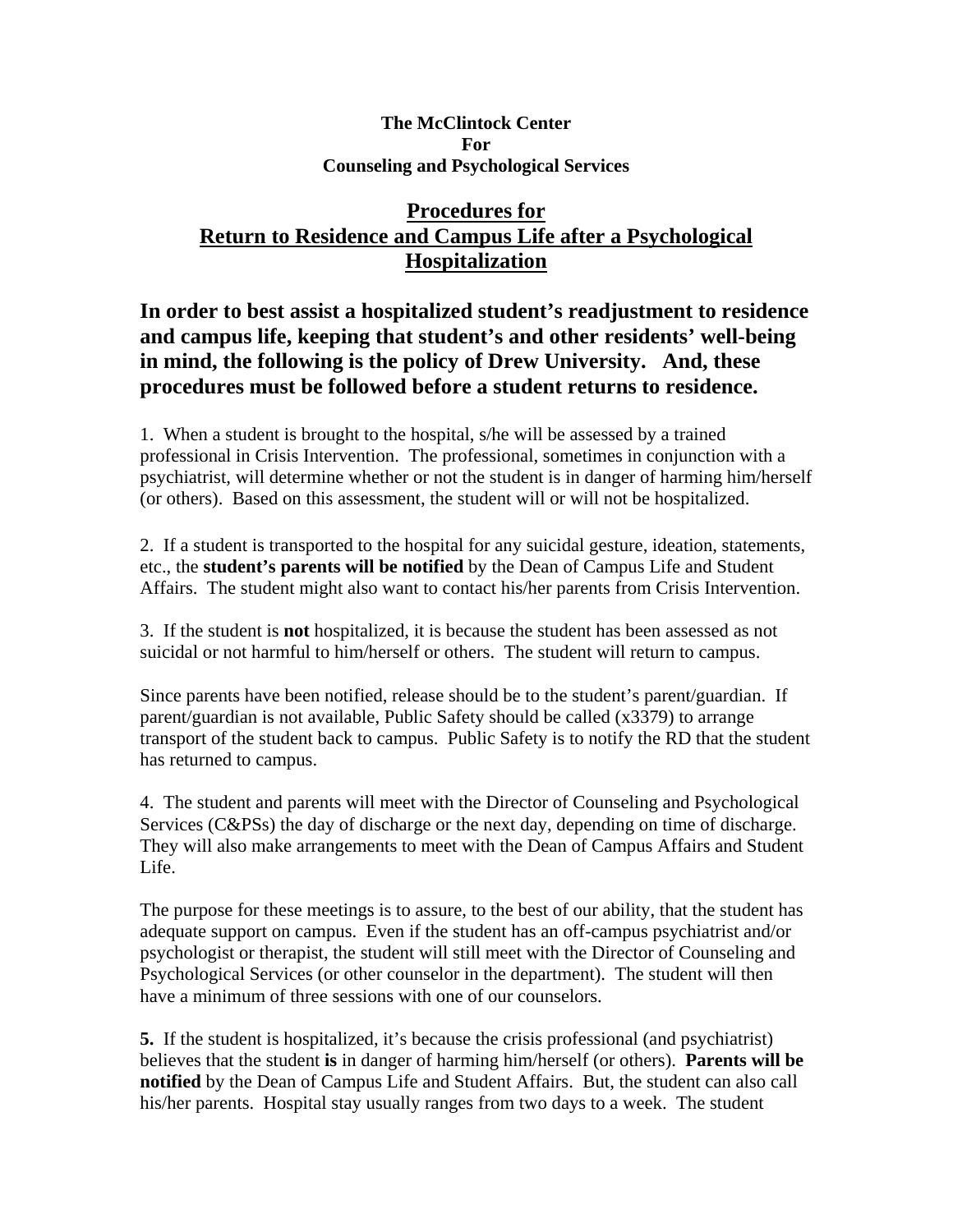**The McClintock Center**
**For**
**Counseling and Psychological Services**

## Procedures for Return to Residence and Campus Life after a Psychological Hospitalization

### In order to best assist a hospitalized student's readjustment to residence and campus life, keeping that student's and other residents' well-being in mind, the following is the policy of Drew University. And, these procedures must be followed before a student returns to residence.

1. When a student is brought to the hospital, s/he will be assessed by a trained professional in Crisis Intervention. The professional, sometimes in conjunction with a psychiatrist, will determine whether or not the student is in danger of harming him/herself (or others). Based on this assessment, the student will or will not be hospitalized.

2. If a student is transported to the hospital for any suicidal gesture, ideation, statements, etc., the **student's parents will be notified** by the Dean of Campus Life and Student Affairs. The student might also want to contact his/her parents from Crisis Intervention.

3. If the student is **not** hospitalized, it is because the student has been assessed as not suicidal or not harmful to him/herself or others. The student will return to campus.

Since parents have been notified, release should be to the student's parent/guardian. If parent/guardian is not available, Public Safety should be called (x3379) to arrange transport of the student back to campus. Public Safety is to notify the RD that the student has returned to campus.

4. The student and parents will meet with the Director of Counseling and Psychological Services (C&PSs) the day of discharge or the next day, depending on time of discharge. They will also make arrangements to meet with the Dean of Campus Affairs and Student Life.

The purpose for these meetings is to assure, to the best of our ability, that the student has adequate support on campus. Even if the student has an off-campus psychiatrist and/or psychologist or therapist, the student will still meet with the Director of Counseling and Psychological Services (or other counselor in the department). The student will then have a minimum of three sessions with one of our counselors.

**5.** If the student is hospitalized, it's because the crisis professional (and psychiatrist) believes that the student **is** in danger of harming him/herself (or others). **Parents will be notified** by the Dean of Campus Life and Student Affairs. But, the student can also call his/her parents. Hospital stay usually ranges from two days to a week. The student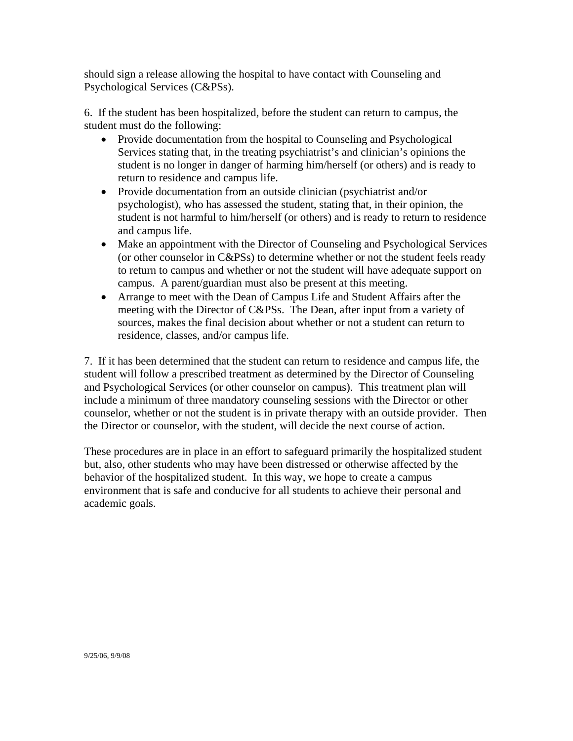should sign a release allowing the hospital to have contact with Counseling and Psychological Services (C&PSs).

6. If the student has been hospitalized, before the student can return to campus, the student must do the following:

- Provide documentation from the hospital to Counseling and Psychological Services stating that, in the treating psychiatrist's and clinician's opinions the student is no longer in danger of harming him/herself (or others) and is ready to return to residence and campus life.
- Provide documentation from an outside clinician (psychiatrist and/or psychologist), who has assessed the student, stating that, in their opinion, the student is not harmful to him/herself (or others) and is ready to return to residence and campus life.
- Make an appointment with the Director of Counseling and Psychological Services (or other counselor in C&PSs) to determine whether or not the student feels ready to return to campus and whether or not the student will have adequate support on campus. A parent/guardian must also be present at this meeting.
- Arrange to meet with the Dean of Campus Life and Student Affairs after the meeting with the Director of C&PSs. The Dean, after input from a variety of sources, makes the final decision about whether or not a student can return to residence, classes, and/or campus life.

7. If it has been determined that the student can return to residence and campus life, the student will follow a prescribed treatment as determined by the Director of Counseling and Psychological Services (or other counselor on campus). This treatment plan will include a minimum of three mandatory counseling sessions with the Director or other counselor, whether or not the student is in private therapy with an outside provider. Then the Director or counselor, with the student, will decide the next course of action.

These procedures are in place in an effort to safeguard primarily the hospitalized student but, also, other students who may have been distressed or otherwise affected by the behavior of the hospitalized student. In this way, we hope to create a campus environment that is safe and conducive for all students to achieve their personal and academic goals.

9/25/06, 9/9/08